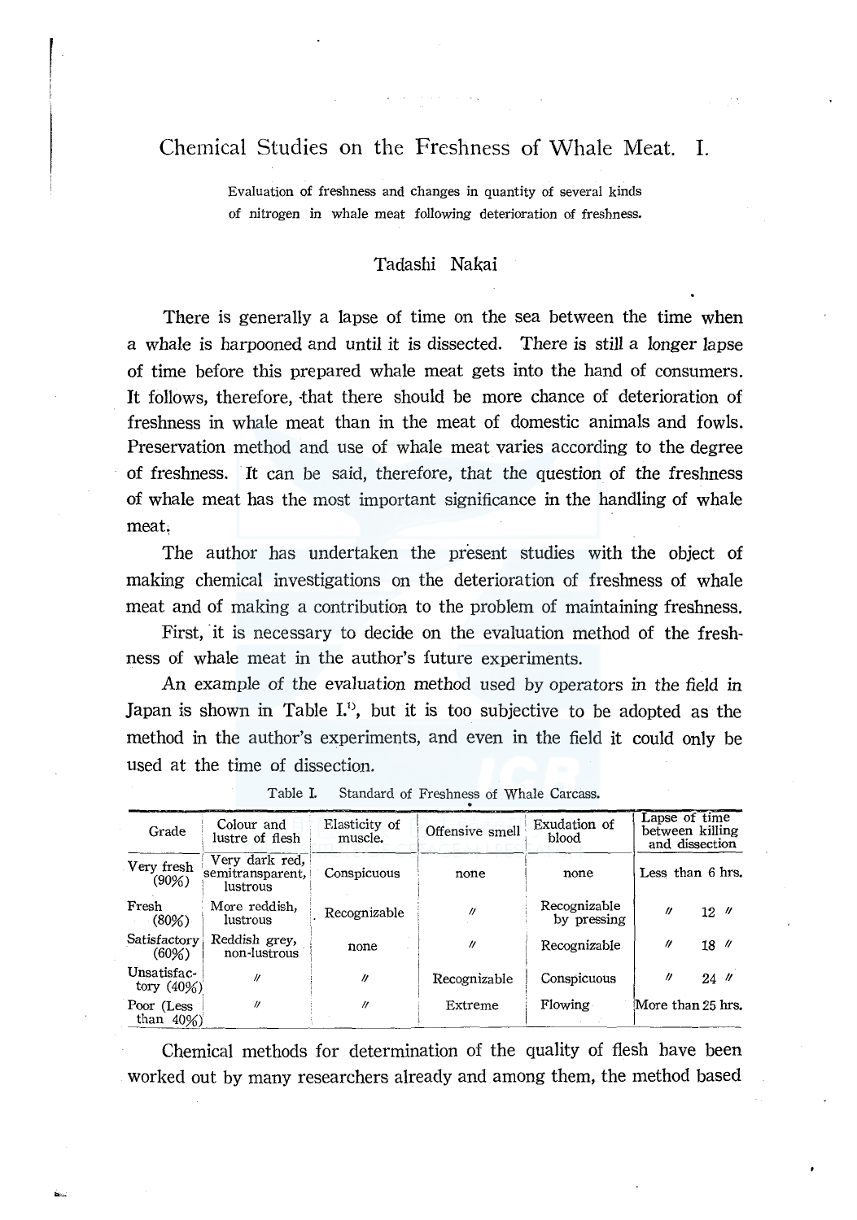# Chemical Studies on the Freshness of Whale Meat. I.

Evaluation of freshness and changes in quantity of several kinds of nitrogen in whale meat following deterioration of freshness.

Tadashi Nakai

There is generally a lapse of time on the sea between the time when a whale is harpooned and until it is dissected. There is still a longer lapse of time before this prepared whale meat gets into the hand of consumers. It follows, therefore, that there should be more chance of deterioration of freshness in whale meat than in the meat of domestic animals and fowls. Preservation method and use of whale meat varies according to the degree of freshness. It can be said, therefore, that the question of the freshness of whale meat has the most important significance in the handling of whale meat.

The author has undertaken the present studies with the object of making chemical investigations on the deterioration of freshness of whale meat and of making a contribution to the problem of maintaining freshness.

First, it is necessary to decide on the evaluation method of the freshness of whale meat in the author's future experiments.

An example of the evaluation method used by operators in the field in Japan is shown in Table I.[1], but it is too subjective to be adopted as the method in the author's experiments, and even in the field it could only be used at the time of dissection.

Table I. Standard of Freshness of Whale Carcass.

| Grade | Colour and lustre of flesh | Elasticity of muscle. | Offensive smell | Exudation of blood | Lapse of time between killing and dissection |
|---|---|---|---|---|---|
| Very fresh (90%) | Very dark red, semitransparent, lustrous | Conspicuous | none | none | Less than 6 hrs. |
| Fresh (80%) | More reddish, lustrous | Recognizable | 〃 | Recognizable by pressing | 〃 12 〃 |
| Satisfactory (60%) | Reddish grey, non-lustrous | none | 〃 | Recognizable | 〃 18 〃 |
| Unsatisfactory (40%) | 〃 | 〃 | Recognizable | Conspicuous | 〃 24 〃 |
| Poor (Less than 40%) | 〃 | 〃 | Extreme | Flowing | More than 25 hrs. |

Chemical methods for determination of the quality of flesh have been worked out by many researchers already and among them, the method based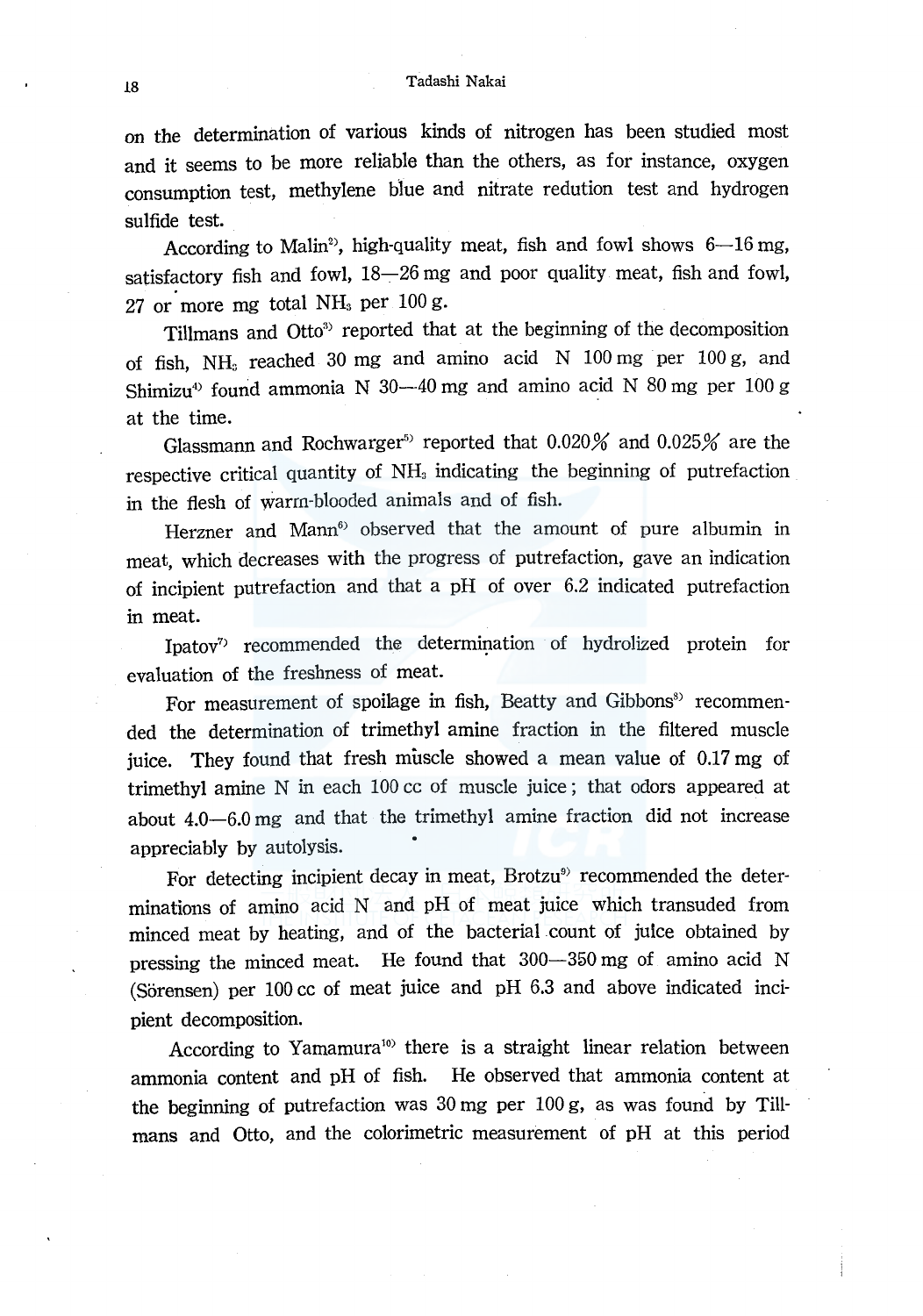on the determination of various kinds of nitrogen has been studied most and it seems to be more reliable than the others, as for instance, oxygen consumption test, methylene blue and nitrate redution test and hydrogen sulfide test.

According to Malin[2], high-quality meat, fish and fowl shows 6—16 mg, satisfactory fish and fowl, 18—26 mg and poor quality meat, fish and fowl, 27 or more mg total $NH_3$ per 100 g.

Tillmans and Otto[3] reported that at the beginning of the decomposition of fish, $NH_3$ reached 30 mg and amino acid N 100 mg per 100 g, and Shimizu[4] found ammonia N 30—40 mg and amino acid N 80 mg per 100 g at the time.

Glassmann and Rochwarger[5] reported that 0.020% and 0.025% are the respective critical quantity of $NH_3$ indicating the beginning of putrefaction in the flesh of warm-blooded animals and of fish.

Herzner and Mann[6] observed that the amount of pure albumin in meat, which decreases with the progress of putrefaction, gave an indication of incipient putrefaction and that a pH of over 6.2 indicated putrefaction in meat.

Ipatov[7] recommended the determination of hydrolized protein for evaluation of the freshness of meat.

For measurement of spoilage in fish, Beatty and Gibbons[8] recommended the determination of trimethyl amine fraction in the filtered muscle juice. They found that fresh muscle showed a mean value of 0.17 mg of trimethyl amine N in each 100 cc of muscle juice; that odors appeared at about 4.0—6.0 mg and that the trimethyl amine fraction did not increase appreciably by autolysis.

For detecting incipient decay in meat, Brotzu[9] recommended the determinations of amino acid N and pH of meat juice which transuded from minced meat by heating, and of the bacterial count of juice obtained by pressing the minced meat. He found that 300—350 mg of amino acid N (Sörensen) per 100 cc of meat juice and pH 6.3 and above indicated incipient decomposition.

According to Yamamura[10] there is a straight linear relation between ammonia content and pH of fish. He observed that ammonia content at the beginning of putrefaction was 30 mg per 100 g, as was found by Tillmans and Otto, and the colorimetric measurement of pH at this period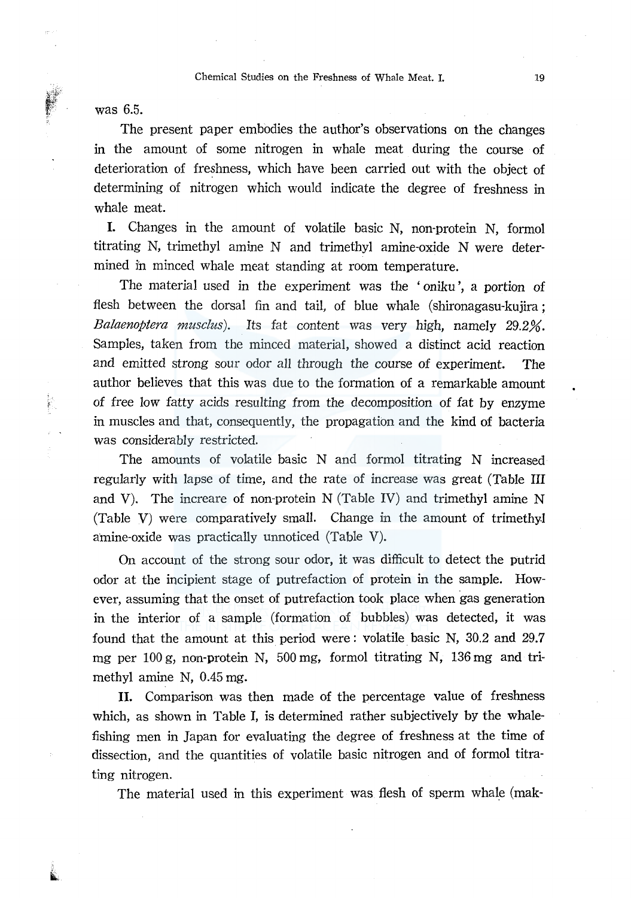was 6.5.

The present paper embodies the author's observations on the changes in the amount of some nitrogen in whale meat during the course of deterioration of freshness, which have been carried out with the object of determining of nitrogen which would indicate the degree of freshness in whale meat.

**I.** Changes in the amount of volatile basic N, non-protein N, formol titrating N, trimethyl amine N and trimethyl amine-oxide N were determined in minced whale meat standing at room temperature.

The material used in the experiment was the 'oniku', a portion of flesh between the dorsal fin and tail, of blue whale (shironagasu-kujira; *Balaenoptera musclus*). Its fat content was very high, namely 29.2%. Samples, taken from the minced material, showed a distinct acid reaction and emitted strong sour odor all through the course of experiment. The author believes that this was due to the formation of a remarkable amount of free low fatty acids resulting from the decomposition of fat by enzyme in muscles and that, consequently, the propagation and the kind of bacteria was considerably restricted.

The amounts of volatile basic N and formol titrating N increased regularly with lapse of time, and the rate of increase was great (Table III and V). The increare of non-protein N (Table IV) and trimethyl amine N (Table V) were comparatively small. Change in the amount of trimethyl amine-oxide was practically unnoticed (Table V).

On account of the strong sour odor, it was difficult to detect the putrid odor at the incipient stage of putrefaction of protein in the sample. However, assuming that the onset of putrefaction took place when gas generation in the interior of a sample (formation of bubbles) was detected, it was found that the amount at this period were: volatile basic N, 30.2 and 29.7 mg per 100 g, non-protein N, 500 mg, formol titrating N, 136 mg and trimethyl amine N, 0.45 mg.

**II.** Comparison was then made of the percentage value of freshness which, as shown in Table I, is determined rather subjectively by the whale-fishing men in Japan for evaluating the degree of freshness at the time of dissection, and the quantities of volatile basic nitrogen and of formol titrating nitrogen.

The material used in this experiment was flesh of sperm whale (mak-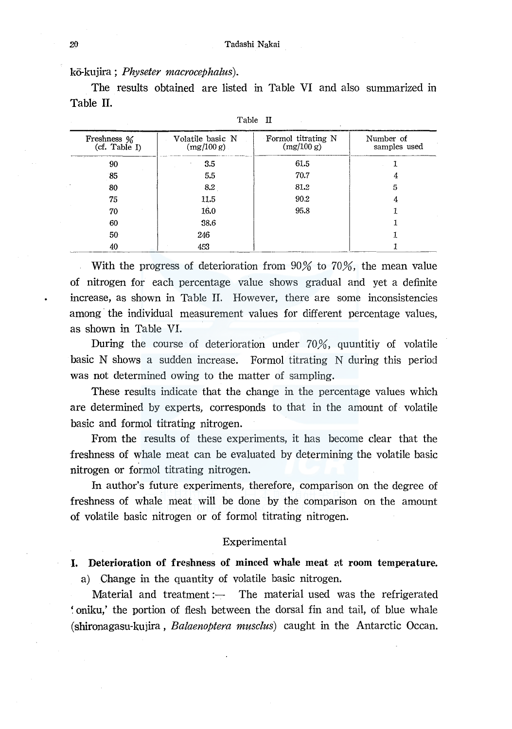kō-kujira ; *Physeter macrocephalus*).

The results obtained are listed in Table VI and also summarized in Table II.

Table II

| Freshness % (cf. Table I) | Volatile basic N (mg/100 g) | Formol titrating N (mg/100 g) | Number of samples used |
|---|---|---|---|
| 90 | 3.5 | 61.5 | 1 |
| 85 | 5.5 | 70.7 | 4 |
| 80 | 8.2 | 81.2 | 5 |
| 75 | 11.5 | 90.2 | 4 |
| 70 | 16.0 | 95.8 | 1 |
| 60 | 38.6 | | 1 |
| 50 | 246 | | 1 |
| 40 | 453 | | 1 |

With the progress of deterioration from 90% to 70%, the mean value of nitrogen for each percentage value shows gradual and yet a definite increase, as shown in Table II. However, there are some inconsistencies among the individual measurement values for different percentage values, as shown in Table VI.

During the course of deterioration under 70%, quuntitiy of volatile basic N shows a sudden increase. Formol titrating N during this period was not determined owing to the matter of sampling.

These results indicate that the change in the percentage values which are determined by experts, corresponds to that in the amount of volatile basic and formol titrating nitrogen.

From the results of these experiments, it has become clear that the freshness of whale meat can be evaluated by determining the volatile basic nitrogen or formol titrating nitrogen.

In author's future experiments, therefore, comparison on the degree of freshness of whale meat will be done by the comparison on the amount of volatile basic nitrogen or of formol titrating nitrogen.

## Experimental

### I. Deterioration of freshness of minced whale meat at room temperature.

a) Change in the quantity of volatile basic nitrogen.

Material and treatment :— The material used was the refrigerated 'oniku,' the portion of flesh between the dorsal fin and tail, of blue whale (shironagasu-kujira , *Balaenoptera musclus*) caught in the Antarctic Occan.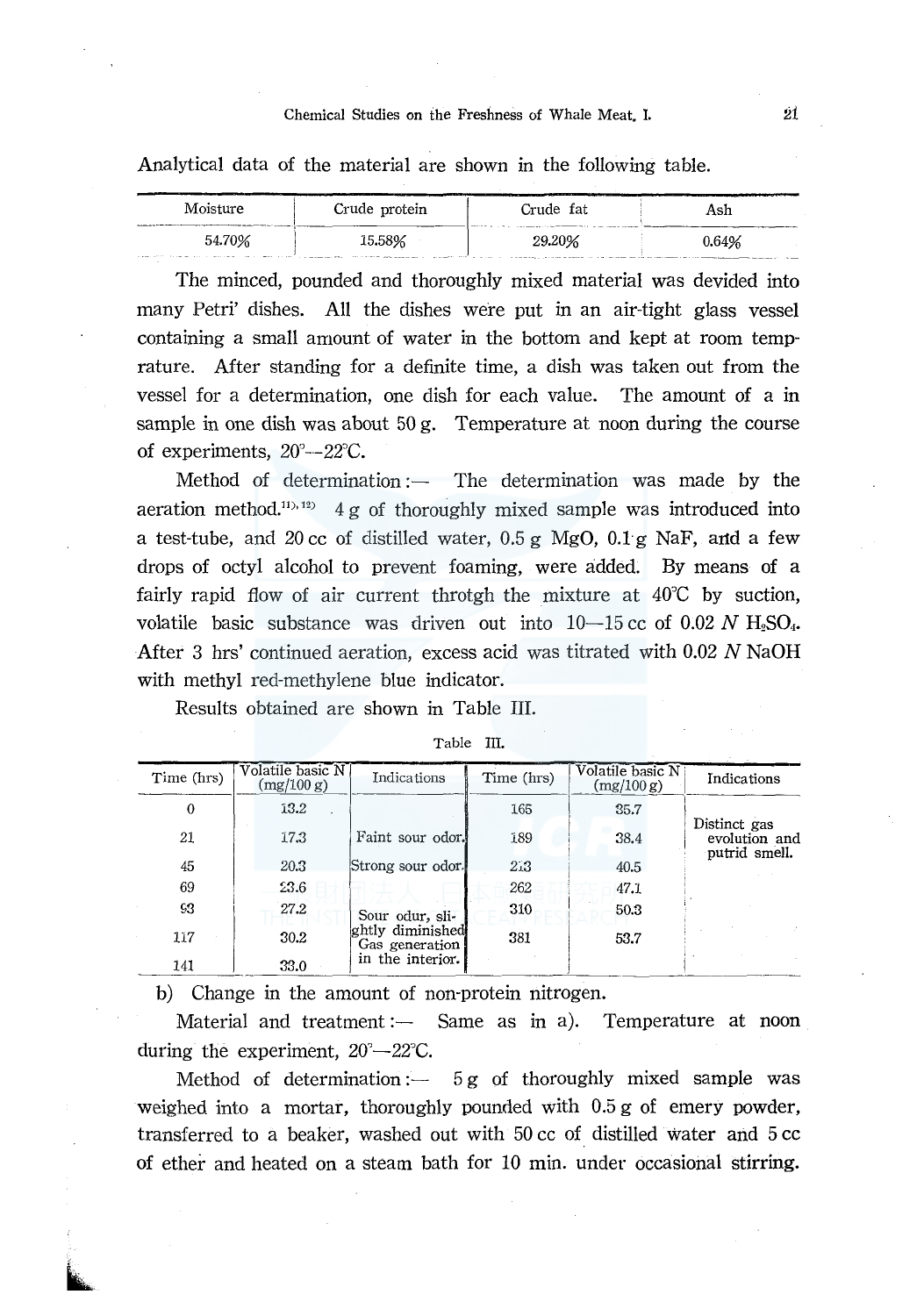Analytical data of the material are shown in the following table.

| Moisture | Crude protein | Crude fat | Ash |
|---|---|---|---|
| 54.70% | 15.58% | 29.20% | 0.64% |

The minced, pounded and thoroughly mixed material was devided into many Petri' dishes. All the dishes were put in an air-tight glass vessel containing a small amount of water in the bottom and kept at room temprature. After standing for a definite time, a dish was taken out from the vessel for a determination, one dish for each value. The amount of a in sample in one dish was about 50 g. Temperature at noon during the course of experiments, 20°–22°C.

Method of determination:— The determination was made by the aeration method.[11),12)] 4 g of thoroughly mixed sample was introduced into a test-tube, and 20 cc of distilled water, 0.5 g MgO, 0.1 g NaF, and a few drops of octyl alcohol to prevent foaming, were added. By means of a fairly rapid flow of air current throtgh the mixture at 40°C by suction, volatile basic substance was driven out into 10—15 cc of 0.02 *N* $H_2SO_4$. After 3 hrs' continued aeration, excess acid was titrated with 0.02 *N* NaOH with methyl red-methylene blue indicator.

Results obtained are shown in Table III.

Table III.

| Time (hrs) | Volatile basic N (mg/100 g) | Indications | Time (hrs) | Volatile basic N (mg/100 g) | Indications |
|---|---|---|---|---|---|
| 0 | 13.2 | | 165 | 35.7 | Distinct gas evolution and putrid smell. |
| 21 | 17.3 | Faint sour odor. | 189 | 38.4 | |
| 45 | 20.3 | Strong sour odor. | 213 | 40.5 | |
| 69 | 23.6 | | 262 | 47.1 | |
| 93 | 27.2 | Sour odur, slightly diminished Gas generation in the interior. | 310 | 50.3 | |
| 117 | 30.2 | | 381 | 53.7 | |
| 141 | 33.0 | | | | |

b) Change in the amount of non-protein nitrogen.

Material and treatment:— Same as in a). Temperature at noon during the experiment, 20°—22°C.

Method of determination:— 5 g of thoroughly mixed sample was weighed into a mortar, thoroughly pounded with 0.5 g of emery powder, transferred to a beaker, washed out with 50 cc of distilled water and 5 cc of ether and heated on a steam bath for 10 min. under occasional stirring.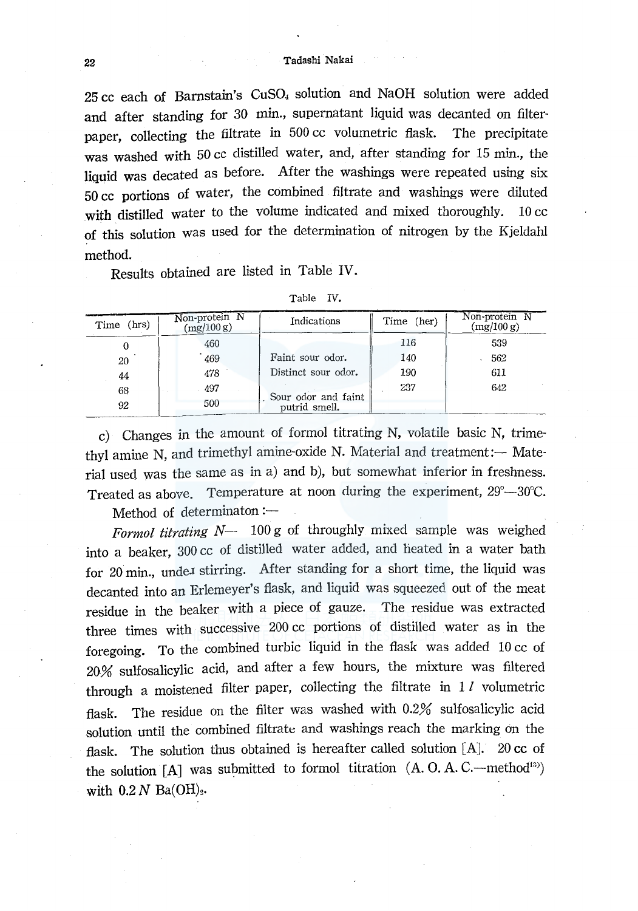25 cc each of Barnstain's $CuSO_4$ solution and NaOH solution were added and after standing for 30 min., supernatant liquid was decanted on filter-paper, collecting the filtrate in 500 cc volumetric flask. The precipitate was washed with 50 cc distilled water, and, after standing for 15 min., the liquid was decated as before. After the washings were repeated using six 50 cc portions of water, the combined filtrate and washings were diluted with distilled water to the volume indicated and mixed thoroughly. 10 cc of this solution was used for the determination of nitrogen by the Kjeldahl method.

Results obtained are listed in Table IV.

Table IV.

| Time (hrs) | Non-protein N (mg/100 g) | Indications | Time (her) | Non-protein N (mg/100 g) |
|---|---|---|---|---|
| 0 | 460 | | 116 | 539 |
| 20 | 469 | Faint sour odor. | 140 | 562 |
| 44 | 478 | Distinct sour odor. | 190 | 611 |
| 68 | 497 | | 237 | 642 |
| 92 | 500 | Sour odor and faint putrid smell. | | |

c) Changes in the amount of formol titrating N, volatile basic N, trimethyl amine N, and trimethyl amine-oxide N. Material and treatment:— Material used was the same as in a) and b), but somewhat inferior in freshness. Treated as above. Temperature at noon during the experiment, 29°—30°C.

Method of determinaton:—

*Formol titrating N*— 100 g of throughly mixed sample was weighed into a beaker, 300 cc of distilled water added, and heated in a water bath for 20 min., under stirring. After standing for a short time, the liquid was decanted into an Erlemeyer's flask, and liquid was squeezed out of the meat residue in the beaker with a piece of gauze. The residue was extracted three times with successive 200 cc portions of distilled water as in the foregoing. To the combined turbic liquid in the flask was added 10 cc of 20% sulfosalicylic acid, and after a few hours, the mixture was filtered through a moistened filter paper, collecting the filtrate in 1 *l* volumetric flask. The residue on the filter was washed with 0.2% sulfosalicylic acid solution until the combined filtrate and washings reach the marking on the flask. The solution thus obtained is hereafter called solution [A]. 20 cc of the solution [A] was submitted to formol titration (A. O. A. C.—method[13]) with 0.2 *N* $Ba(OH)_2$.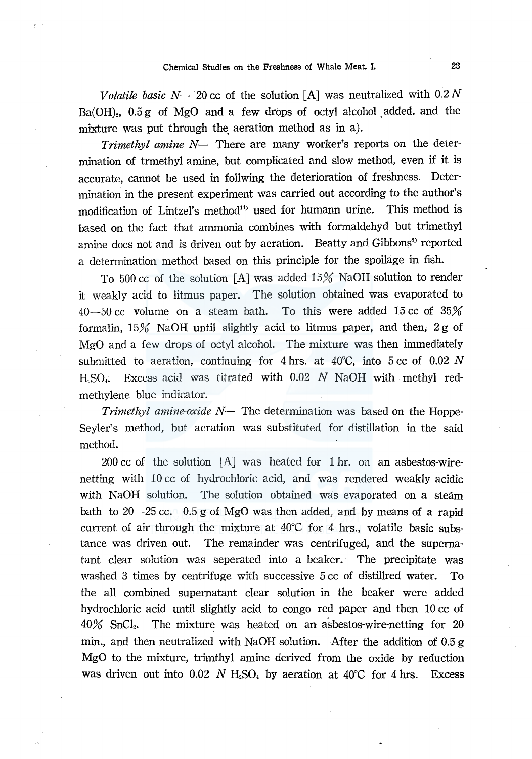*Volatile basic N*— 20 cc of the solution [A] was neutralized with 0.2 *N* $Ba(OH)_2$, 0.5 g of MgO and a few drops of octyl alcohol added. and the mixture was put through the aeration method as in a).

*Trimethyl amine N*— There are many worker's reports on the determination of trmethyl amine, but complicated and slow method, even if it is accurate, cannot be used in follwing the deterioration of freshness. Determination in the present experiment was carried out according to the author's modification of Lintzel's method[14] used for humann urine. This method is based on the fact that ammonia combines with formaldehyd but trimethyl amine does not and is driven out by aeration. Beatty and Gibbons[8] reported a determination method based on this principle for the spoilage in fish.

To 500 cc of the solution [A] was added 15% NaOH solution to render it weakly acid to litmus paper. The solution obtained was evaporated to 40—50 cc volume on a steam bath. To this were added 15 cc of 35% formalin, 15% NaOH until slightly acid to litmus paper, and then, 2 g of MgO and a few drops of octyl alcohol. The mixture was then immediately submitted to aeration, continuing for 4 hrs. at 40°C, into 5 cc of 0.02 *N* $H_2SO_4$. Excess acid was titrated with 0.02 *N* NaOH with methyl red-methylene blue indicator.

*Trimethyl amine-oxide N*— The determination was based on the Hoppe-Seyler's method, but aeration was substituted for distillation in the said method.

200 cc of the solution [A] was heated for 1 hr. on an asbestos-wire-netting with 10 cc of hydrochloric acid, and was rendered weakly acidic with NaOH solution. The solution obtained was evaporated on a steam bath to 20—25 cc. 0.5 g of MgO was then added, and by means of a rapid current of air through the mixture at 40°C for 4 hrs., volatile basic substance was driven out. The remainder was centrifuged, and the supernatant clear solution was seperated into a beaker. The precipitate was washed 3 times by centrifuge with successive 5 cc of distillred water. To the all combined supernatant clear solution in the beaker were added hydrochloric acid until slightly acid to congo red paper and then 10 cc of 40% $SnCl_2$. The mixture was heated on an asbestos-wire-netting for 20 min., and then neutralized with NaOH solution. After the addition of 0.5 g MgO to the mixture, trimthyl amine derived from the oxide by reduction was driven out into 0.02 *N* $H_2SO_4$ by aeration at 40°C for 4 hrs. Excess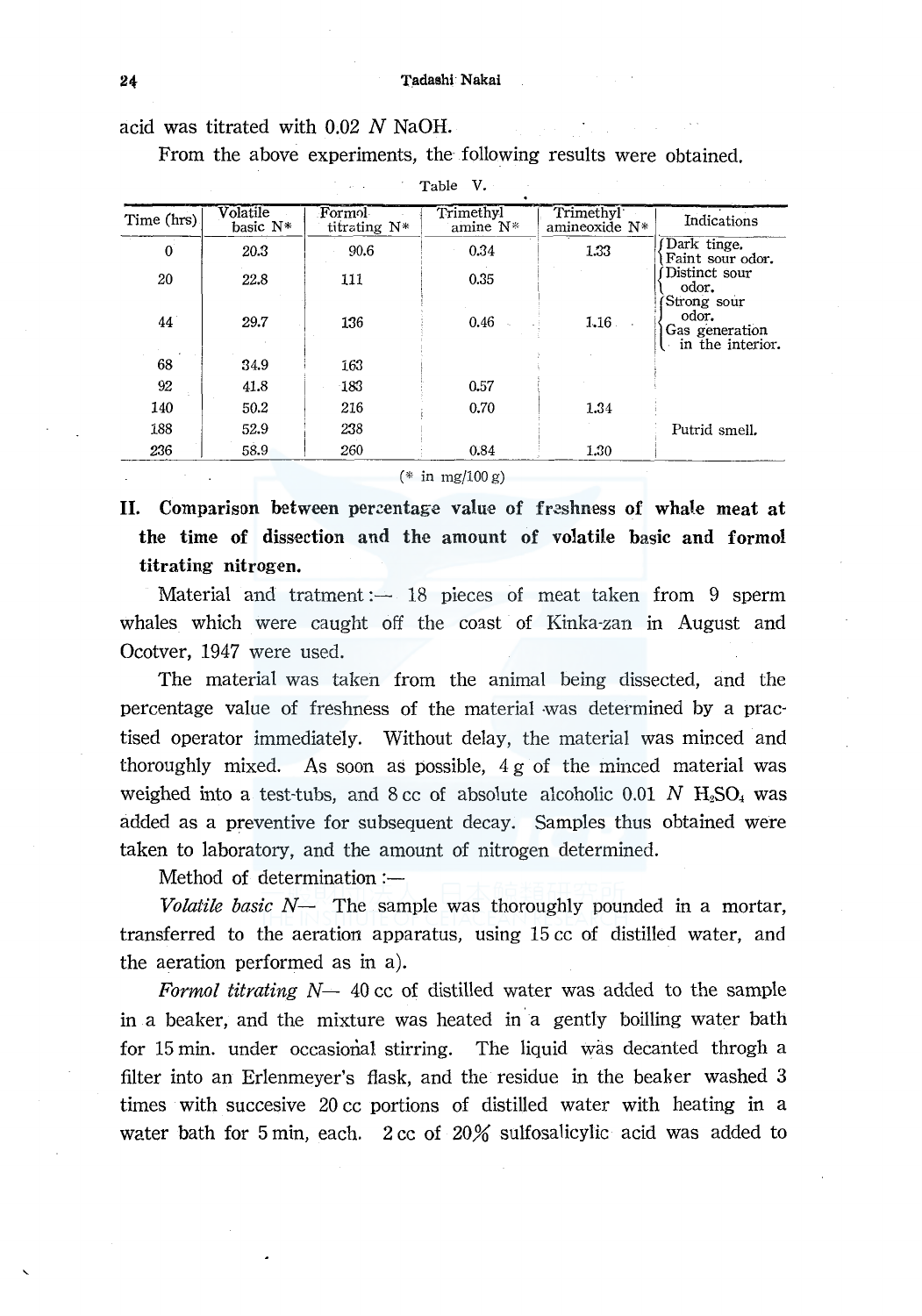acid was titrated with 0.02 $N$ NaOH.

From the above experiments, the following results were obtained.

Table V.

| Time (hrs) | Volatile basic N* | Formol titrating N* | Trimethyl amine N* | Trimethyl amineoxide N* | Indications |
|---|---|---|---|---|---|
| 0 | 20.3 | 90.6 | 0.34 | 1.33 | Dark tinge. Faint sour odor. |
| 20 | 22.8 | 111 | 0.35 | | Distinct sour odor. |
| 44 | 29.7 | 136 | 0.46 | 1.16 | Strong sour odor. Gas generation in the interior. |
| 68 | 34.9 | 163 | | | |
| 92 | 41.8 | 183 | 0.57 | | |
| 140 | 50.2 | 216 | 0.70 | 1.34 | |
| 188 | 52.9 | 238 | | | Putrid smell. |
| 236 | 58.9 | 260 | 0.84 | 1.30 | |

(* in mg/100 g)

## II. Comparison between percentage value of freshness of whale meat at the time of dissection and the amount of volatile basic and formol titrating nitrogen.

Material and tratment :— 18 pieces of meat taken from 9 sperm whales which were caught off the coast of Kinka-zan in August and Ocotver, 1947 were used.

The material was taken from the animal being dissected, and the percentage value of freshness of the material was determined by a practised operator immediately. Without delay, the material was minced and thoroughly mixed. As soon as possible, 4 g of the minced material was weighed into a test-tubs, and 8 cc of absolute alcoholic 0.01 $N$ $H_2SO_4$ was added as a preventive for subsequent decay. Samples thus obtained were taken to laboratory, and the amount of nitrogen determined.

Method of determination :—

*Volatile basic N*— The sample was thoroughly pounded in a mortar, transferred to the aeration apparatus, using 15 cc of distilled water, and the aeration performed as in a).

*Formol titrating N*— 40 cc of distilled water was added to the sample in a beaker, and the mixture was heated in a gently boilling water bath for 15 min. under occasional stirring. The liquid was decanted throgh a filter into an Erlenmeyer's flask, and the residue in the beaker washed 3 times with succesive 20 cc portions of distilled water with heating in a water bath for 5 min, each. 2 cc of 20% sulfosalicylic acid was added to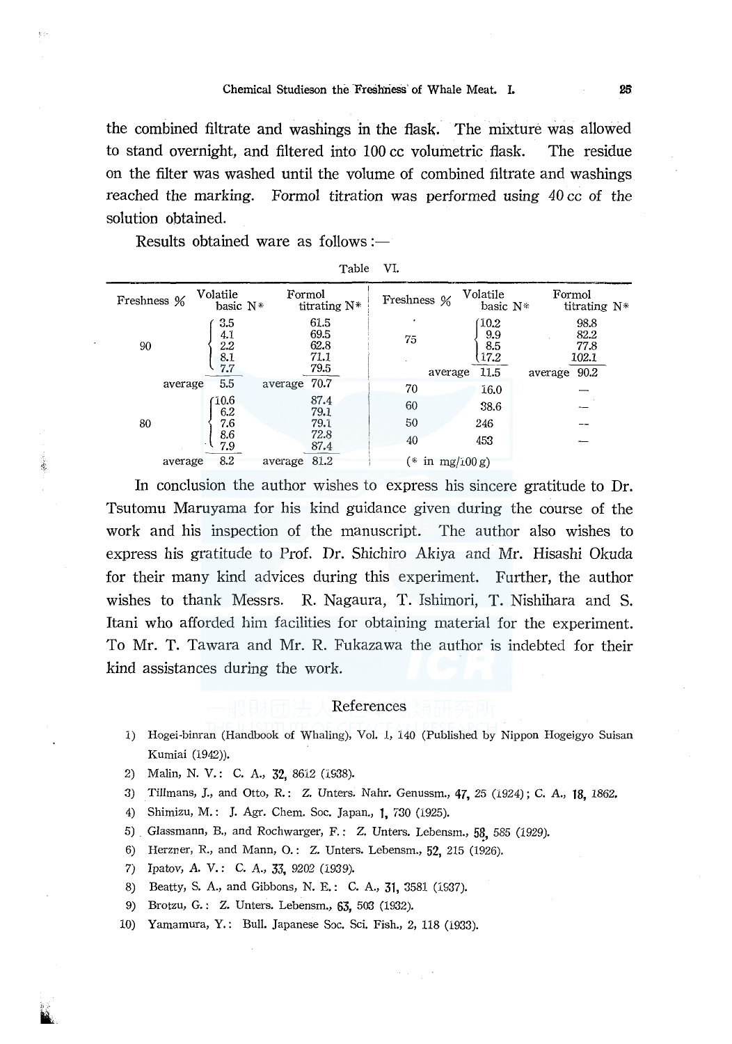the combined filtrate and washings in the flask. The mixture was allowed to stand overnight, and filtered into 100 cc volumetric flask. The residue on the filter was washed until the volume of combined filtrate and washings reached the marking. Formol titration was performed using 40 cc of the solution obtained.

Results obtained ware as follows:—

Table VI.

| Freshness % | Volatile basic N* | Formol titrating N* | Freshness % | Volatile basic N* | Formol titrating N* |
|---|---|---|---|---|---|
| 90 | 3.5 | 61.5 | 75 | 10.2 | 98.8 |
| | 4.1 | 69.5 | | 9.9 | 82.2 |
| | 2.2 | 62.8 | | 8.5 | 77.8 |
| | 8.1 | 71.1 | | 17.2 | 102.1 |
| | 7.7 | 79.5 | average | 11.5 | 90.2 |
| average | 5.5 | 70.7 | 70 | 16.0 | — |
| 80 | 10.6 | 87.4 | 60 | 38.6 | — |
| | 6.2 | 79.1 | 50 | 246 | — |
| | 7.6 | 79.1 | 40 | 453 | — |
| | 8.6 | 72.8 | | | |
| | 7.9 | 87.4 | | | |
| average | 8.2 | 81.2 | | | |

(* in mg/100 g)

In conclusion the author wishes to express his sincere gratitude to Dr. Tsutomu Maruyama for his kind guidance given during the course of the work and his inspection of the manuscript. The author also wishes to express his gratitude to Prof. Dr. Shichiro Akiya and Mr. Hisashi Okuda for their many kind advices during this experiment. Further, the author wishes to thank Messrs. R. Nagaura, T. Ishimori, T. Nishihara and S. Itani who afforded him facilities for obtaining material for the experiment. To Mr. T. Tawara and Mr. R. Fukazawa the author is indebted for their kind assistances during the work.

## References

1) Hogei-binran (Handbook of Whaling), Vol. I, 140 (Published by Nippon Hogeigyo Suisan Kumiai (1942)).
2) Malin, N. V.: C. A., **32**, 8612 (1938).
3) Tillmans, J., and Otto, R.: Z. Unters. Nahr. Genussm., **47**, 25 (1924); C. A., **18**, 1862.
4) Shimizu, M.: J. Agr. Chem. Soc. Japan., **1**, 730 (1925).
5) Glassmann, B., and Rochwarger, F.: Z. Unters. Lebensm., **58**, 585 (1929).
6) Herzner, R., and Mann, O.: Z. Unters. Lebensm., **52**, 215 (1926).
7) Ipatov, A. V.: C. A., **33**, 9202 (1939).
8) Beatty, S. A., and Gibbons, N. E.: C. A., **31**, 3581 (1937).
9) Brotzu, G.: Z. Unters. Lebensm., **63**, 503 (1932).
10) Yamamura, Y.: Bull. Japanese Soc. Sci. Fish., 2, 118 (1933).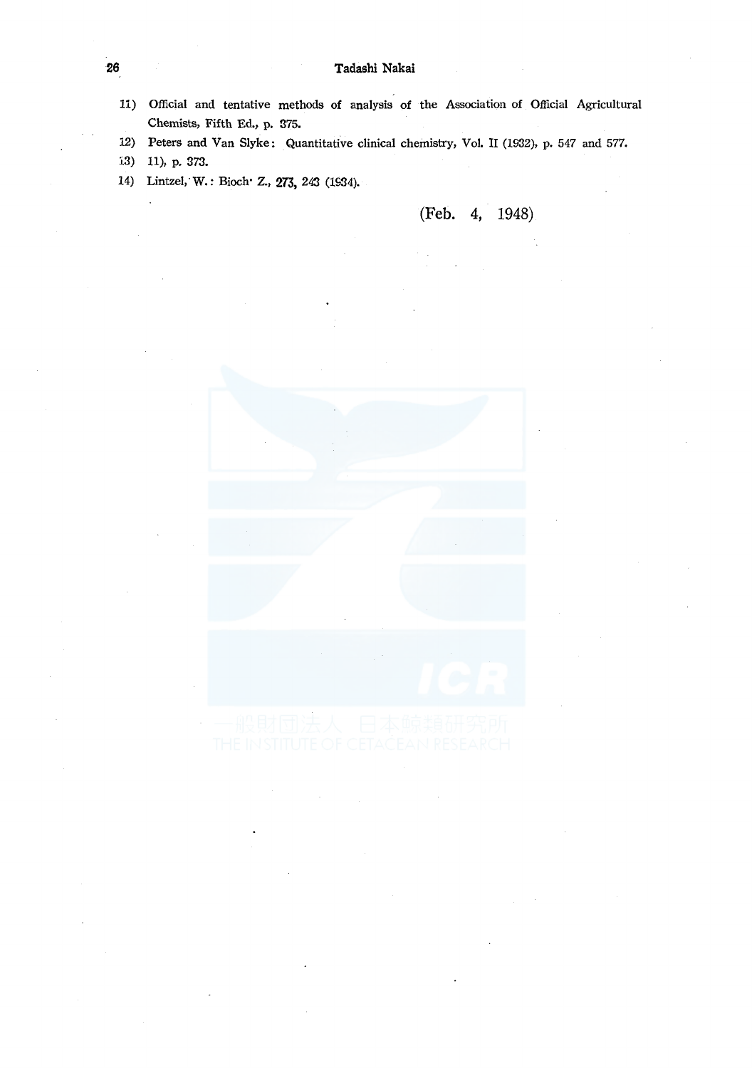11) Official and tentative methods of analysis of the Association of Official Agricultural Chemists, Fifth Ed., p. 375.
12) Peters and Van Slyke: Quantitative clinical chemistry, Vol. II (1932), p. 547 and 577.
13) 11), p. 373.
14) Lintzel, W.: Bioch. Z., **273**, 243 (1934).

(Feb. 4, 1948)